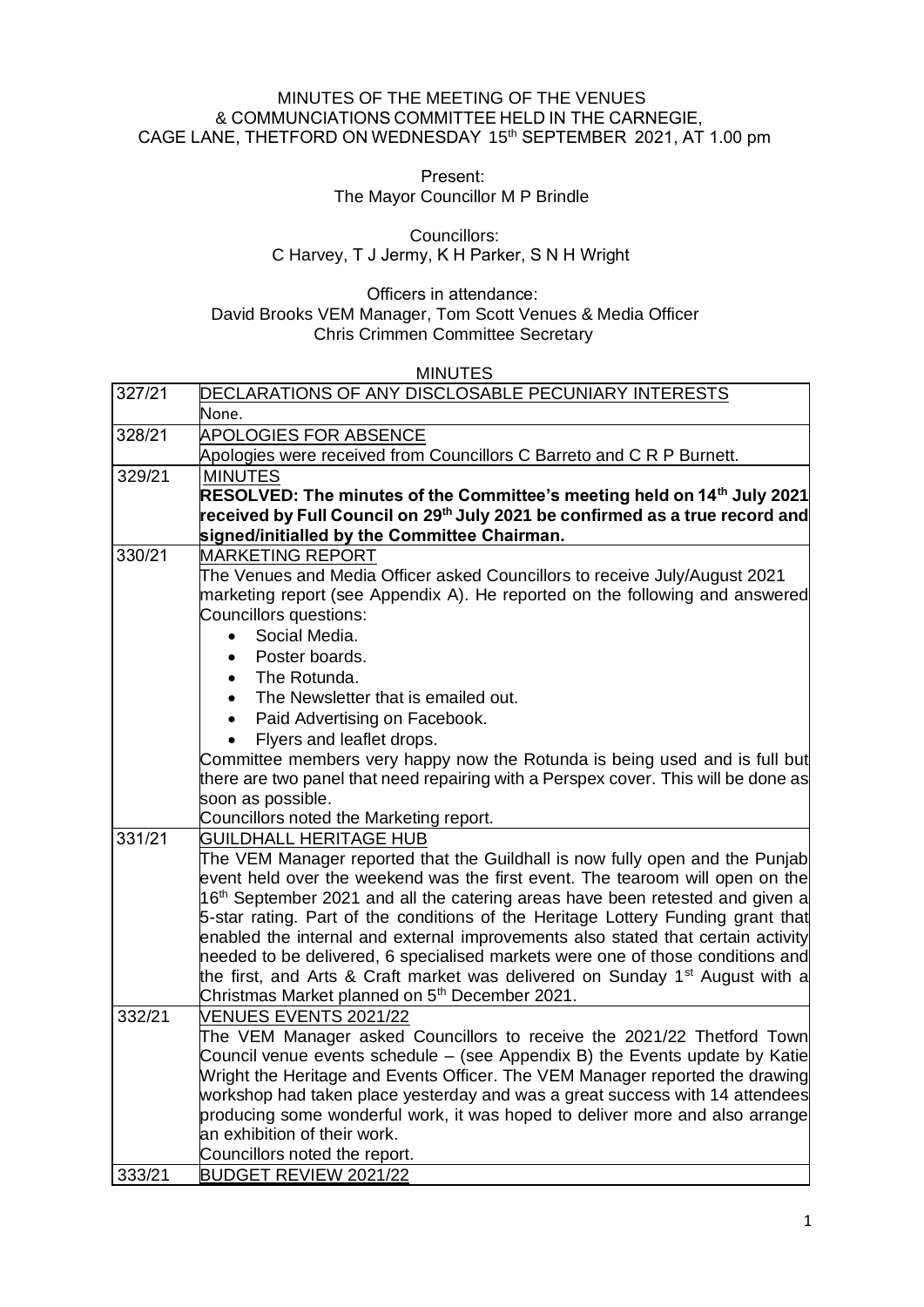MINUTES OF THE MEETING OF THE VENUES & COMMUNCIATIONS COMMITTEE HELD IN THE CARNEGIE, CAGE LANE, THETFORD ON WEDNESDAY 15th SEPTEMBER 2021, AT 1.00 pm

Present:
The Mayor Councillor M P Brindle

Councillors:
C Harvey, T J Jermy, K H Parker, S N H Wright

Officers in attendance:
David Brooks VEM Manager, Tom Scott Venues & Media Officer
Chris Crimmen Committee Secretary

MINUTES

| | |
|---|---|
| 327/21 | DECLARATIONS OF ANY DISCLOSABLE PECUNIARY INTERESTS<br>None. |
| 328/21 | APOLOGIES FOR ABSENCE<br>Apologies were received from Councillors C Barreto and C R P Burnett. |
| 329/21 | MINUTES<br>**RESOLVED: The minutes of the Committee's meeting held on 14th July 2021 received by Full Council on 29th July 2021 be confirmed as a true record and signed/initialled by the Committee Chairman.** |
| 330/21 | MARKETING REPORT<br>The Venues and Media Officer asked Councillors to receive July/August 2021 marketing report (see Appendix A). He reported on the following and answered Councillors questions:<br>• Social Media.<br>• Poster boards.<br>• The Rotunda.<br>• The Newsletter that is emailed out.<br>• Paid Advertising on Facebook.<br>• Flyers and leaflet drops.<br>Committee members very happy now the Rotunda is being used and is full but there are two panel that need repairing with a Perspex cover. This will be done as soon as possible.<br>Councillors noted the Marketing report. |
| 331/21 | GUILDHALL HERITAGE HUB<br>The VEM Manager reported that the Guildhall is now fully open and the Punjab event held over the weekend was the first event. The tearoom will open on the 16th September 2021 and all the catering areas have been retested and given a 5-star rating. Part of the conditions of the Heritage Lottery Funding grant that enabled the internal and external improvements also stated that certain activity needed to be delivered, 6 specialised markets were one of those conditions and the first, and Arts & Craft market was delivered on Sunday 1st August with a Christmas Market planned on 5th December 2021. |
| 332/21 | VENUES EVENTS 2021/22<br>The VEM Manager asked Councillors to receive the 2021/22 Thetford Town Council venue events schedule – (see Appendix B) the Events update by Katie Wright the Heritage and Events Officer. The VEM Manager reported the drawing workshop had taken place yesterday and was a great success with 14 attendees producing some wonderful work, it was hoped to deliver more and also arrange an exhibition of their work.<br>Councillors noted the report. |
| 333/21 | BUDGET REVIEW 2021/22 |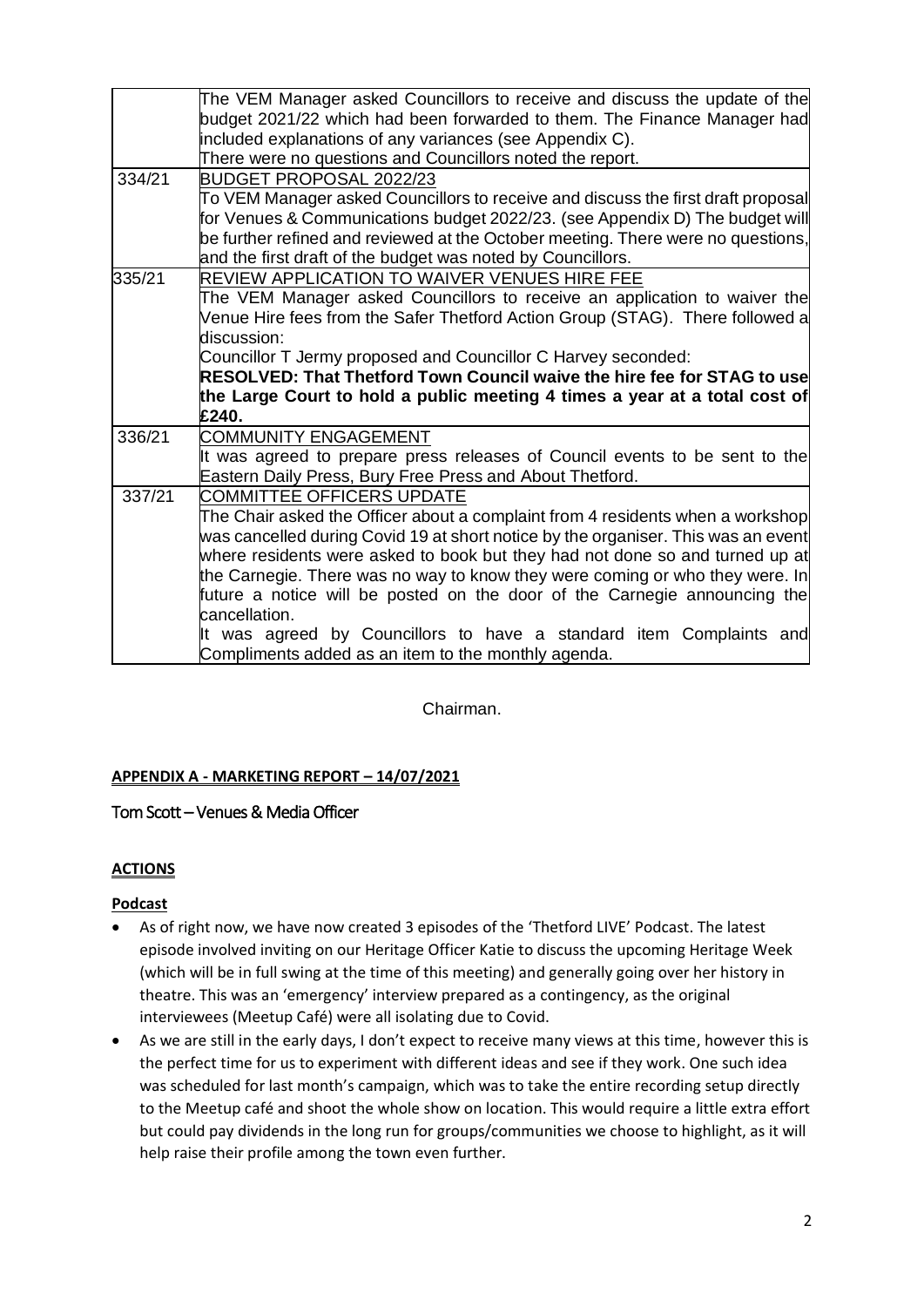| | |
|---|---|
| | The VEM Manager asked Councillors to receive and discuss the update of the budget 2021/22 which had been forwarded to them. The Finance Manager had included explanations of any variances (see Appendix C). There were no questions and Councillors noted the report. |
| 334/21 | BUDGET PROPOSAL 2022/23<br>To VEM Manager asked Councillors to receive and discuss the first draft proposal for Venues & Communications budget 2022/23. (see Appendix D) The budget will be further refined and reviewed at the October meeting. There were no questions, and the first draft of the budget was noted by Councillors. |
| 335/21 | REVIEW APPLICATION TO WAIVER VENUES HIRE FEE<br>The VEM Manager asked Councillors to receive an application to waiver the Venue Hire fees from the Safer Thetford Action Group (STAG). There followed a discussion:<br>Councillor T Jermy proposed and Councillor C Harvey seconded:<br>**RESOLVED: That Thetford Town Council waive the hire fee for STAG to use the Large Court to hold a public meeting 4 times a year at a total cost of £240.** |
| 336/21 | COMMUNITY ENGAGEMENT<br>It was agreed to prepare press releases of Council events to be sent to the Eastern Daily Press, Bury Free Press and About Thetford. |
| 337/21 | COMMITTEE OFFICERS UPDATE<br>The Chair asked the Officer about a complaint from 4 residents when a workshop was cancelled during Covid 19 at short notice by the organiser. This was an event where residents were asked to book but they had not done so and turned up at the Carnegie. There was no way to know they were coming or who they were. In future a notice will be posted on the door of the Carnegie announcing the cancellation.<br>It was agreed by Councillors to have a standard item Complaints and Compliments added as an item to the monthly agenda. |

Chairman.

**APPENDIX A - MARKETING REPORT – 14/07/2021**

Tom Scott – Venues & Media Officer

**ACTIONS**

**Podcast**

- As of right now, we have now created 3 episodes of the 'Thetford LIVE' Podcast. The latest episode involved inviting on our Heritage Officer Katie to discuss the upcoming Heritage Week (which will be in full swing at the time of this meeting) and generally going over her history in theatre. This was an 'emergency' interview prepared as a contingency, as the original interviewees (Meetup Café) were all isolating due to Covid.
- As we are still in the early days, I don't expect to receive many views at this time, however this is the perfect time for us to experiment with different ideas and see if they work. One such idea was scheduled for last month's campaign, which was to take the entire recording setup directly to the Meetup café and shoot the whole show on location. This would require a little extra effort but could pay dividends in the long run for groups/communities we choose to highlight, as it will help raise their profile among the town even further.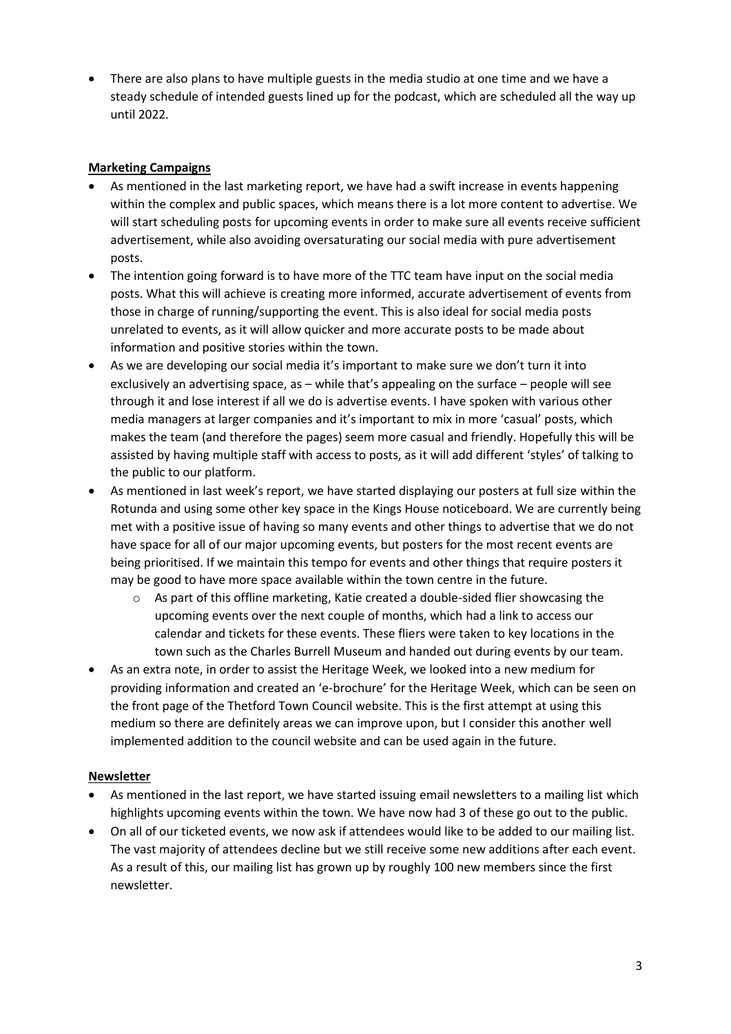- There are also plans to have multiple guests in the media studio at one time and we have a steady schedule of intended guests lined up for the podcast, which are scheduled all the way up until 2022.

## Marketing Campaigns

- As mentioned in the last marketing report, we have had a swift increase in events happening within the complex and public spaces, which means there is a lot more content to advertise. We will start scheduling posts for upcoming events in order to make sure all events receive sufficient advertisement, while also avoiding oversaturating our social media with pure advertisement posts.
- The intention going forward is to have more of the TTC team have input on the social media posts. What this will achieve is creating more informed, accurate advertisement of events from those in charge of running/supporting the event. This is also ideal for social media posts unrelated to events, as it will allow quicker and more accurate posts to be made about information and positive stories within the town.
- As we are developing our social media it's important to make sure we don't turn it into exclusively an advertising space, as – while that's appealing on the surface – people will see through it and lose interest if all we do is advertise events. I have spoken with various other media managers at larger companies and it's important to mix in more 'casual' posts, which makes the team (and therefore the pages) seem more casual and friendly. Hopefully this will be assisted by having multiple staff with access to posts, as it will add different 'styles' of talking to the public to our platform.
- As mentioned in last week's report, we have started displaying our posters at full size within the Rotunda and using some other key space in the Kings House noticeboard. We are currently being met with a positive issue of having so many events and other things to advertise that we do not have space for all of our major upcoming events, but posters for the most recent events are being prioritised. If we maintain this tempo for events and other things that require posters it may be good to have more space available within the town centre in the future.
    - As part of this offline marketing, Katie created a double-sided flier showcasing the upcoming events over the next couple of months, which had a link to access our calendar and tickets for these events. These fliers were taken to key locations in the town such as the Charles Burrell Museum and handed out during events by our team.
- As an extra note, in order to assist the Heritage Week, we looked into a new medium for providing information and created an 'e-brochure' for the Heritage Week, which can be seen on the front page of the Thetford Town Council website. This is the first attempt at using this medium so there are definitely areas we can improve upon, but I consider this another well implemented addition to the council website and can be used again in the future.

## Newsletter

- As mentioned in the last report, we have started issuing email newsletters to a mailing list which highlights upcoming events within the town. We have now had 3 of these go out to the public.
- On all of our ticketed events, we now ask if attendees would like to be added to our mailing list. The vast majority of attendees decline but we still receive some new additions after each event. As a result of this, our mailing list has grown up by roughly 100 new members since the first newsletter.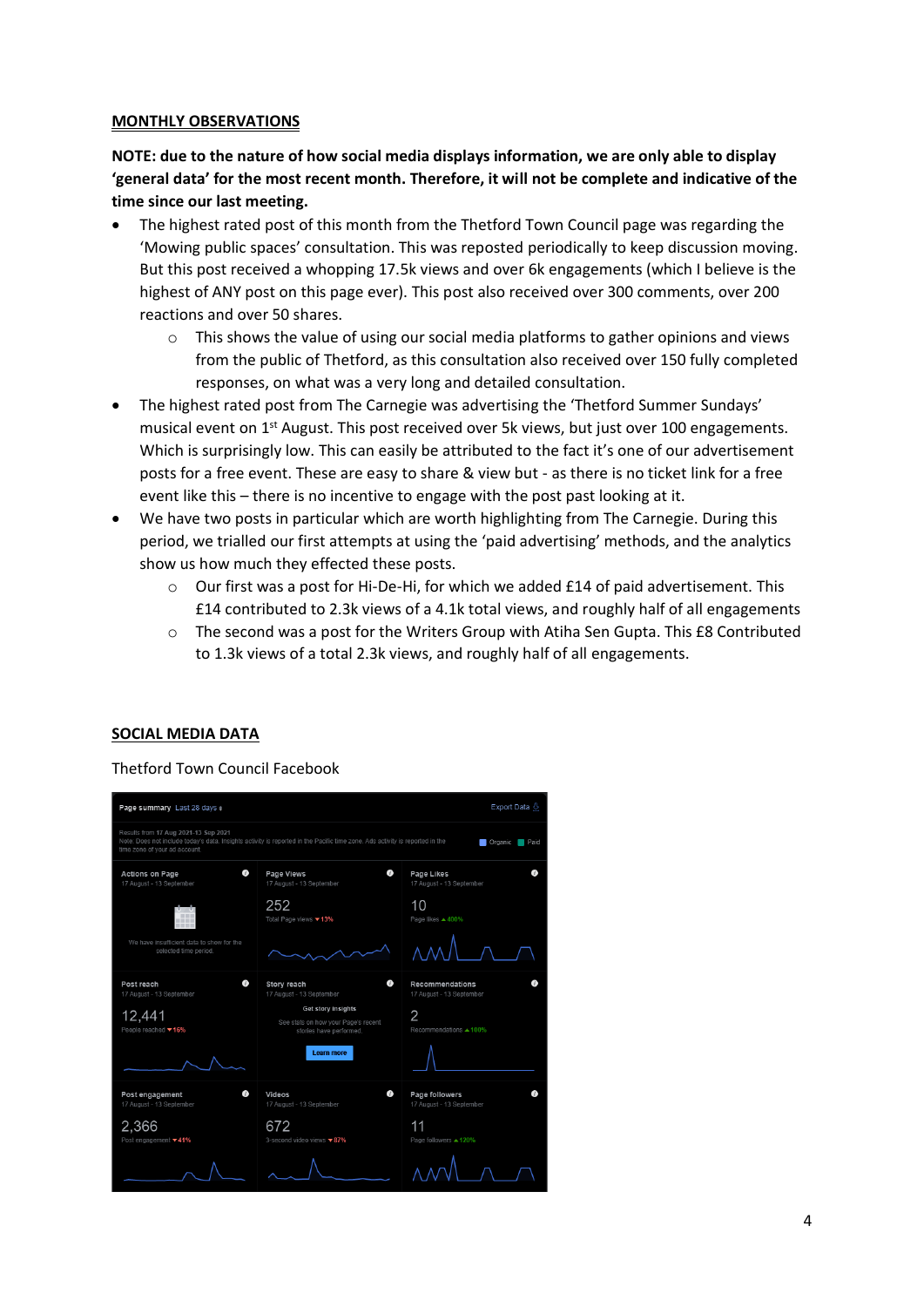## MONTHLY OBSERVATIONS

**NOTE: due to the nature of how social media displays information, we are only able to display 'general data' for the most recent month. Therefore, it will not be complete and indicative of the time since our last meeting.**

- The highest rated post of this month from the Thetford Town Council page was regarding the 'Mowing public spaces' consultation. This was reposted periodically to keep discussion moving. But this post received a whopping 17.5k views and over 6k engagements (which I believe is the highest of ANY post on this page ever). This post also received over 300 comments, over 200 reactions and over 50 shares.
    - This shows the value of using our social media platforms to gather opinions and views from the public of Thetford, as this consultation also received over 150 fully completed responses, on what was a very long and detailed consultation.
- The highest rated post from The Carnegie was advertising the 'Thetford Summer Sundays' musical event on 1st August. This post received over 5k views, but just over 100 engagements. Which is surprisingly low. This can easily be attributed to the fact it's one of our advertisement posts for a free event. These are easy to share & view but - as there is no ticket link for a free event like this – there is no incentive to engage with the post past looking at it.
- We have two posts in particular which are worth highlighting from The Carnegie. During this period, we trialled our first attempts at using the 'paid advertising' methods, and the analytics show us how much they effected these posts.
    - Our first was a post for Hi-De-Hi, for which we added £14 of paid advertisement. This £14 contributed to 2.3k views of a 4.1k total views, and roughly half of all engagements
    - The second was a post for the Writers Group with Atiha Sen Gupta. This £8 Contributed to 1.3k views of a total 2.3k views, and roughly half of all engagements.

## SOCIAL MEDIA DATA

Thetford Town Council Facebook

Page summary Last 28 days

Results from 17 Aug 2021-13 Sep 2021
Note: Does not include today's data. Insights activity is reported in the Pacific time zone. Ads activity is reported in the time zone of your ad account

| Metric | Period | Value | Change |
|---|---|---|---|
| Actions on Page | 17 August - 13 September | We have insufficient data to show for the selected time period. | |
| Page Views | 17 August - 13 September | 252 (Total Page views) | ▼13% |
| Page Likes | 17 August - 13 September | 10 (Page likes) | ▲400% |
| Post reach | 17 August - 13 September | 12,441 (People reached) | ▼16% |
| Story reach | 17 August - 13 September | Get story insights – See stats on how your Page's recent stories have performed. | |
| Recommendations | 17 August - 13 September | 2 (Recommendations) | ▲100% |
| Post engagement | 17 August - 13 September | 2,366 (Post engagement) | ▼41% |
| Videos | 17 August - 13 September | 672 (3-second video views) | ▼87% |
| Page followers | 17 August - 13 September | 11 (Page followers) | ▲120% |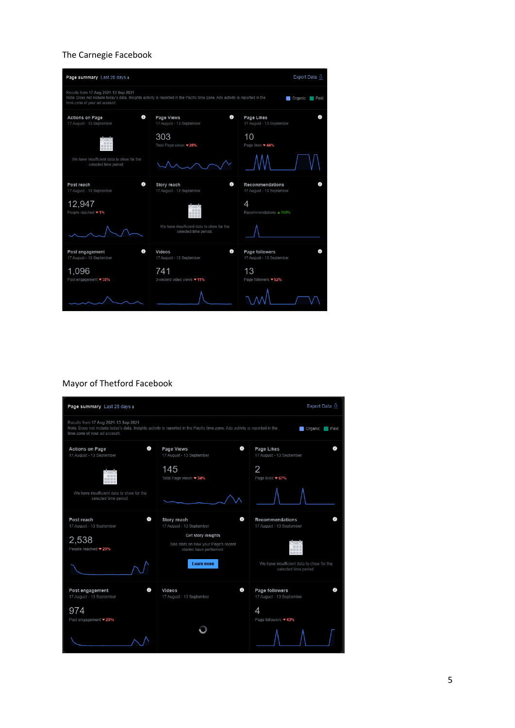The Carnegie Facebook

Page summary Last 28 days

Export Data

Results from 17 Aug 2021-13 Sep 2021
Note: Does not include today's data. Insights activity is reported in the Pacific time zone. Ads activity is reported in the time zone of your ad account.

Organic Paid

| Actions on Page<br>17 August - 13 September | Page Views<br>17 August - 13 September | Page Likes<br>17 August - 13 September |
|---|---|---|
| We have insufficient data to show for the selected time period. | 303<br>Total Page views ▼28% | 10<br>Page likes ▼44% |
| **Post reach**<br>17 August - 13 September | **Story reach**<br>17 August - 13 September | **Recommendations**<br>17 August - 13 September |
| 12,947<br>People reached ▼1% | We have insufficient data to show for the selected time period. | 4<br>Recommendations ▲100% |
| **Post engagement**<br>17 August - 13 September | **Videos**<br>17 August - 13 September | **Page followers**<br>17 August - 13 September |
| 1,096<br>Post engagement ▼38% | 741<br>3-second video views ▼11% | 13<br>Page followers ▼52% |

Mayor of Thetford Facebook

Page summary Last 28 days

Export Data

Results from 17 Aug 2021-13 Sep 2021
Note: Does not include today's data. Insights activity is reported in the Pacific time zone. Ads activity is reported in the time zone of your ad account.

Organic Paid

| Actions on Page<br>17 August - 13 September | Page Views<br>17 August - 13 September | Page Likes<br>17 August - 13 September |
|---|---|---|
| We have insufficient data to show for the selected time period. | 145<br>Total Page views ▼34% | 2<br>Page likes ▼67% |
| **Post reach**<br>17 August - 13 September | **Story reach**<br>17 August - 13 September | **Recommendations**<br>17 August - 13 September |
| 2,538<br>People reached ▼20% | Get story insights<br>See stats on how your Page's recent stories have performed.<br>Learn more | We have insufficient data to show for the selected time period. |
| **Post engagement**<br>17 August - 13 September | **Videos**<br>17 August - 13 September | **Page followers**<br>17 August - 13 September |
| 974<br>Post engagement ▼28% | | 4<br>Page followers ▼43% |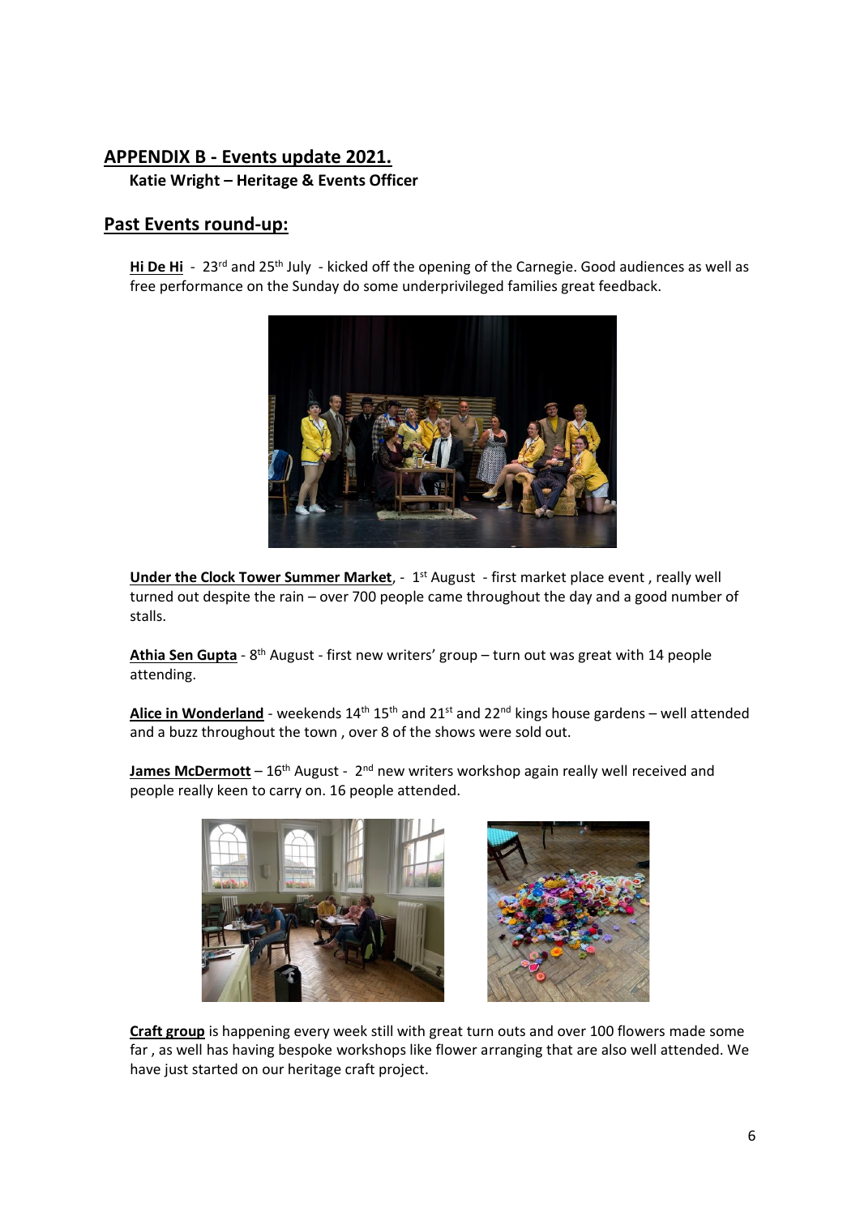## APPENDIX B - Events update 2021.

**Katie Wright – Heritage & Events Officer**

## Past Events round-up:

**Hi De Hi** - 23rd and 25th July - kicked off the opening of the Carnegie. Good audiences as well as free performance on the Sunday do some underprivileged families great feedback.

**Under the Clock Tower Summer Market**, - 1st August - first market place event , really well turned out despite the rain – over 700 people came throughout the day and a good number of stalls.

**Athia Sen Gupta** - 8th August - first new writers' group – turn out was great with 14 people attending.

**Alice in Wonderland** - weekends 14th 15th and 21st and 22nd kings house gardens – well attended and a buzz throughout the town , over 8 of the shows were sold out.

**James McDermott** – 16th August - 2nd new writers workshop again really well received and people really keen to carry on. 16 people attended.

**Craft group** is happening every week still with great turn outs and over 100 flowers made some far , as well has having bespoke workshops like flower arranging that are also well attended. We have just started on our heritage craft project.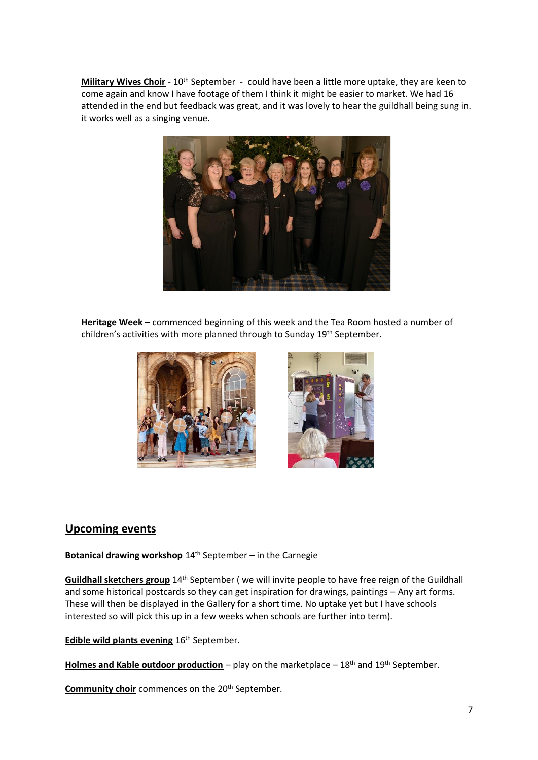**Military Wives Choir** - 10th September - could have been a little more uptake, they are keen to come again and know I have footage of them I think it might be easier to market. We had 16 attended in the end but feedback was great, and it was lovely to hear the guildhall being sung in. it works well as a singing venue.

**Heritage Week –** commenced beginning of this week and the Tea Room hosted a number of children's activities with more planned through to Sunday 19th September.

## Upcoming events

**Botanical drawing workshop** 14th September – in the Carnegie

**Guildhall sketchers group** 14th September ( we will invite people to have free reign of the Guildhall and some historical postcards so they can get inspiration for drawings, paintings – Any art forms. These will then be displayed in the Gallery for a short time. No uptake yet but I have schools interested so will pick this up in a few weeks when schools are further into term).

**Edible wild plants evening** 16th September.

**Holmes and Kable outdoor production** – play on the marketplace – 18th and 19th September.

**Community choir** commences on the 20th September.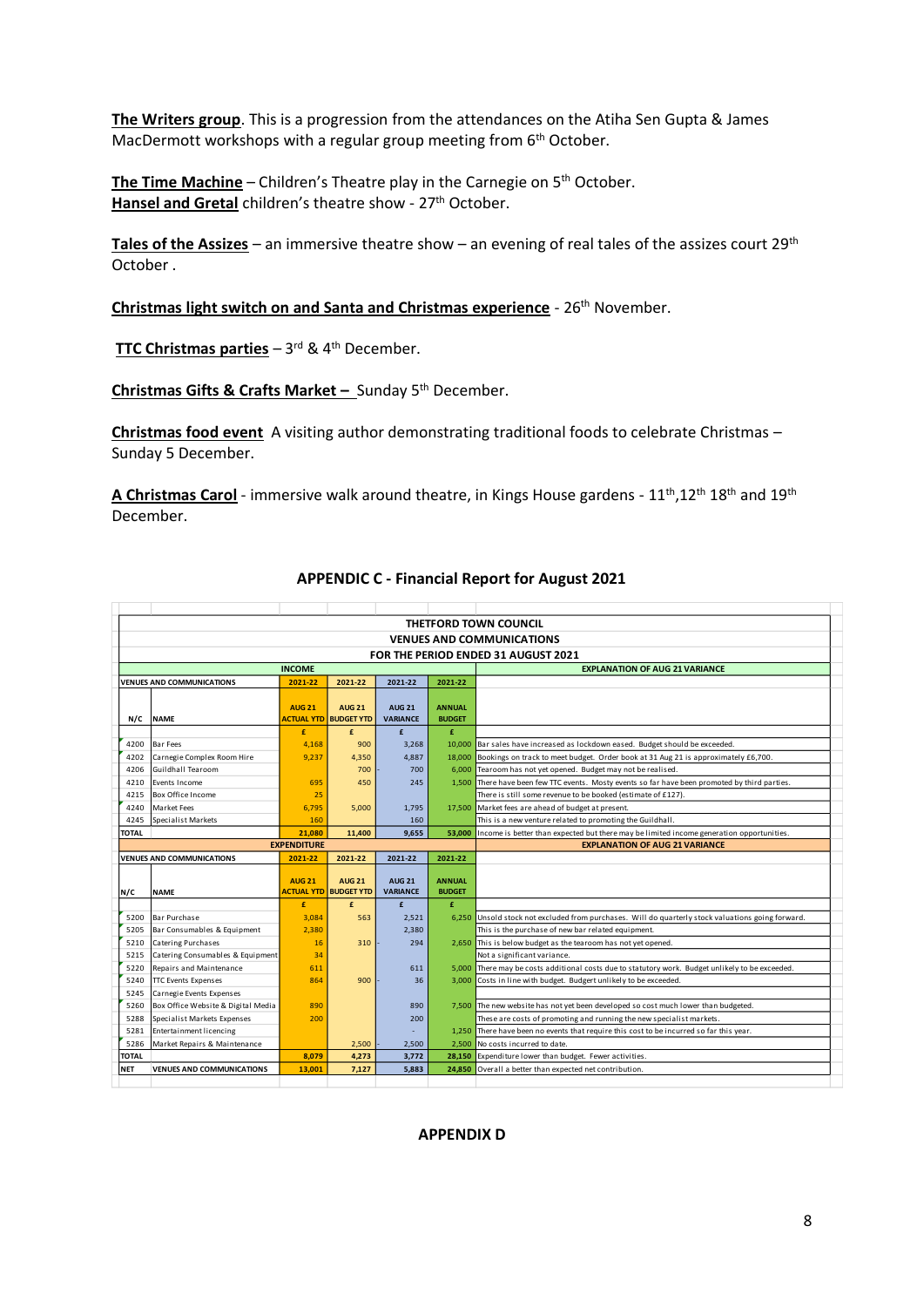**The Writers group**. This is a progression from the attendances on the Atiha Sen Gupta & James MacDermott workshops with a regular group meeting from 6th October.

**The Time Machine** – Children's Theatre play in the Carnegie on 5th October.
**Hansel and Gretal** children's theatre show - 27th October.

**Tales of the Assizes** – an immersive theatre show – an evening of real tales of the assizes court 29th October .

**Christmas light switch on and Santa and Christmas experience** - 26th November.

**TTC Christmas parties** – 3rd & 4th December.

**Christmas Gifts & Crafts Market –** Sunday 5th December.

**Christmas food event** A visiting author demonstrating traditional foods to celebrate Christmas – Sunday 5 December.

**A Christmas Carol** - immersive walk around theatre, in Kings House gardens - 11th,12th 18th and 19th December.

## APPENDIC C - Financial Report for August 2021

THETFORD TOWN COUNCIL
VENUES AND COMMUNICATIONS
FOR THE PERIOD ENDED 31 AUGUST 2021

| | | INCOME | | | | EXPLANATION OF AUG 21 VARIANCE |
|---|---|---|---|---|---|---|
| VENUES AND COMMUNICATIONS | | 2021-22 | 2021-22 | 2021-22 | 2021-22 | |
| N/C | NAME | AUG 21 ACTUAL YTD | AUG 21 BUDGET YTD | AUG 21 VARIANCE | ANNUAL BUDGET | |
| | | £ | £ | £ | £ | |
| 4200 | Bar Fees | 4,168 | 900 | 3,268 | 10,000 | Bar sales have increased as lockdown eased. Budget should be exceeded. |
| 4202 | Carnegie Complex Room Hire | 9,237 | 4,350 | 4,887 | 18,000 | Bookings on track to meet budget. Order book at 31 Aug 21 is approximately £6,700. |
| 4206 | Guildhall Tearoom | | 700 | - 700 | 6,000 | Tearoom has not yet opened. Budget may not be realised. |
| 4210 | Events Income | 695 | 450 | 245 | 1,500 | There have been few TTC events. Mosty events so far have been promoted by third parties. |
| 4215 | Box Office Income | 25 | | 25 | | There is still some revenue to be booked (estimate of £127). |
| 4240 | Market Fees | 6,795 | 5,000 | 1,795 | 17,500 | Market fees are ahead of budget at present. |
| 4245 | Specialist Markets | 160 | | 160 | | This is a new venture related to promoting the Guildhall. |
| TOTAL | | 21,080 | 11,400 | 9,655 | 53,000 | Income is better than expected but there may be limited income generation opportunities. |
| | | EXPENDITURE | | | | EXPLANATION OF AUG 21 VARIANCE |
| VENUES AND COMMUNICATIONS | | 2021-22 | 2021-22 | 2021-22 | 2021-22 | |
| N/C | NAME | AUG 21 ACTUAL YTD | AUG 21 BUDGET YTD | AUG 21 VARIANCE | ANNUAL BUDGET | |
| | | £ | £ | £ | £ | |
| 5200 | Bar Purchase | 3,084 | 563 | 2,521 | 6,250 | Unsold stock not excluded from purchases. Will do quarterly stock valuations going forward. |
| 5205 | Bar Consumables & Equipment | 2,380 | | 2,380 | | This is the purchase of new bar related equipment. |
| 5210 | Catering Purchases | 16 | 310 | - 294 | 2,650 | This is below budget as the tearoom has not yet opened. |
| 5215 | Catering Consumables & Equipment | 34 | | 34 | | Not a significant variance. |
| 5220 | Repairs and Maintenance | 611 | | 611 | 5,000 | There may be costs additional costs due to statutory work. Budget unlikely to be exceeded. |
| 5240 | TTC Events Expenses | 864 | 900 | - 36 | 3,000 | Costs in line with budget. Budget unlikely to be exceeded. |
| 5245 | Carnegie Events Expenses | | | | | |
| 5260 | Box Office Website & Digital Media | 890 | | 890 | 7,500 | The new website has not yet been developed so cost much lower than budgeted. |
| 5288 | Specialist Markets Expenses | 200 | | 200 | | These are costs of promoting and running the new specialist markets. |
| 5281 | Entertainment licencing | | | - | 1,250 | There have been no events that require this cost to be incurred so far this year. |
| 5286 | Market Repairs & Maintenance | | 2,500 | - 2,500 | 2,500 | No costs incurred to date. |
| TOTAL | | 8,079 | 4,273 | 3,772 | 28,150 | Expenditure lower than budget. Fewer activities. |
| NET | VENUES AND COMMUNICATIONS | 13,001 | 7,127 | 5,883 | 24,850 | Overall a better than expected net contribution. |

**APPENDIX D**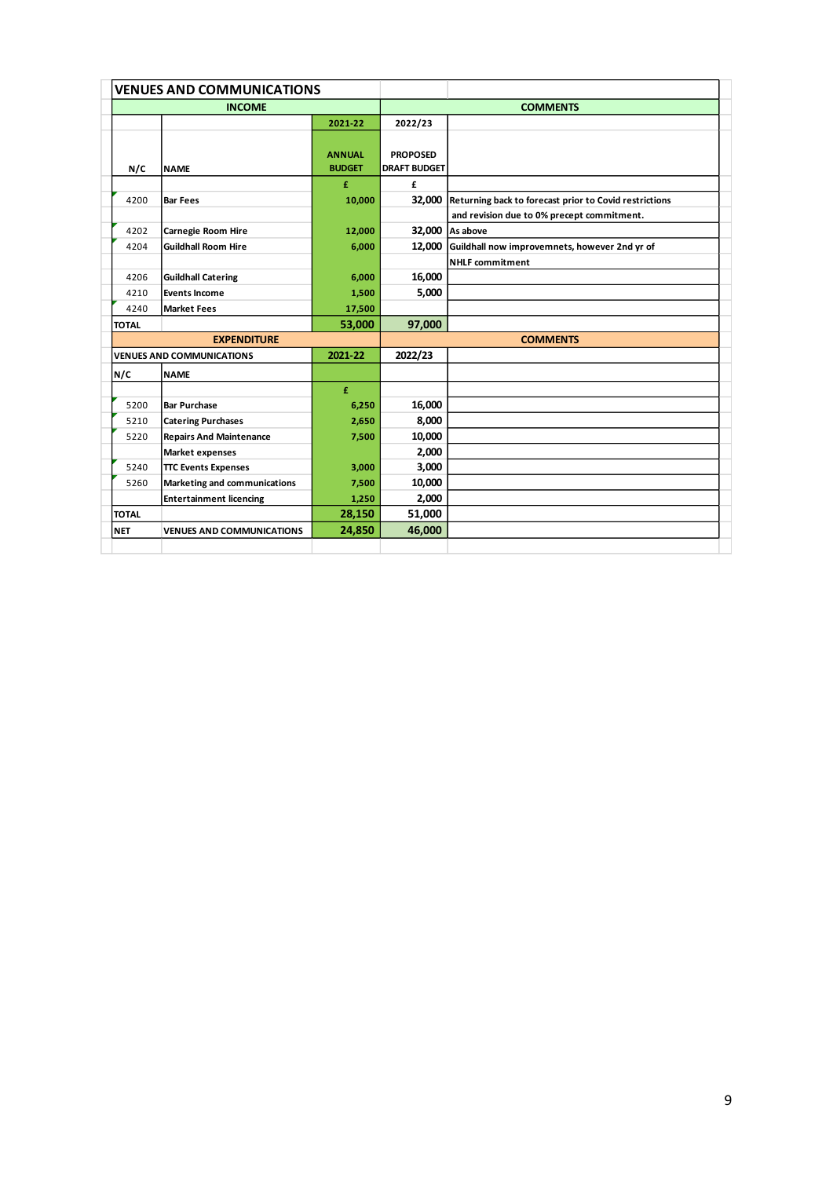## VENUES AND COMMUNICATIONS

| INCOME | | | | COMMENTS |
|---|---|---|---|---|
| | | 2021-22 | 2022/23 | |
| N/C | NAME | ANNUAL BUDGET | PROPOSED DRAFT BUDGET | |
| | | £ | £ | |
| 4200 | Bar Fees | 10,000 | 32,000 | Returning back to forecast prior to Covid restrictions and revision due to 0% precept commitment. |
| 4202 | Carnegie Room Hire | 12,000 | 32,000 | As above |
| 4204 | Guildhall Room Hire | 6,000 | 12,000 | Guildhall now improvemnets, however 2nd yr of NHLF commitment |
| 4206 | Guildhall Catering | 6,000 | 16,000 | |
| 4210 | Events Income | 1,500 | 5,000 | |
| 4240 | Market Fees | 17,500 | | |
| TOTAL | | 53,000 | 97,000 | |

| EXPENDITURE | | | | COMMENTS |
|---|---|---|---|---|
| VENUES AND COMMUNICATIONS | | 2021-22 | 2022/23 | |
| N/C | NAME | | | |
| | | £ | | |
| 5200 | Bar Purchase | 6,250 | 16,000 | |
| 5210 | Catering Purchases | 2,650 | 8,000 | |
| 5220 | Repairs And Maintenance | 7,500 | 10,000 | |
| | Market expenses | | 2,000 | |
| 5240 | TTC Events Expenses | 3,000 | 3,000 | |
| 5260 | Marketing and communications | 7,500 | 10,000 | |
| | Entertainment licencing | 1,250 | 2,000 | |
| TOTAL | | 28,150 | 51,000 | |
| NET | VENUES AND COMMUNICATIONS | 24,850 | 46,000 | |